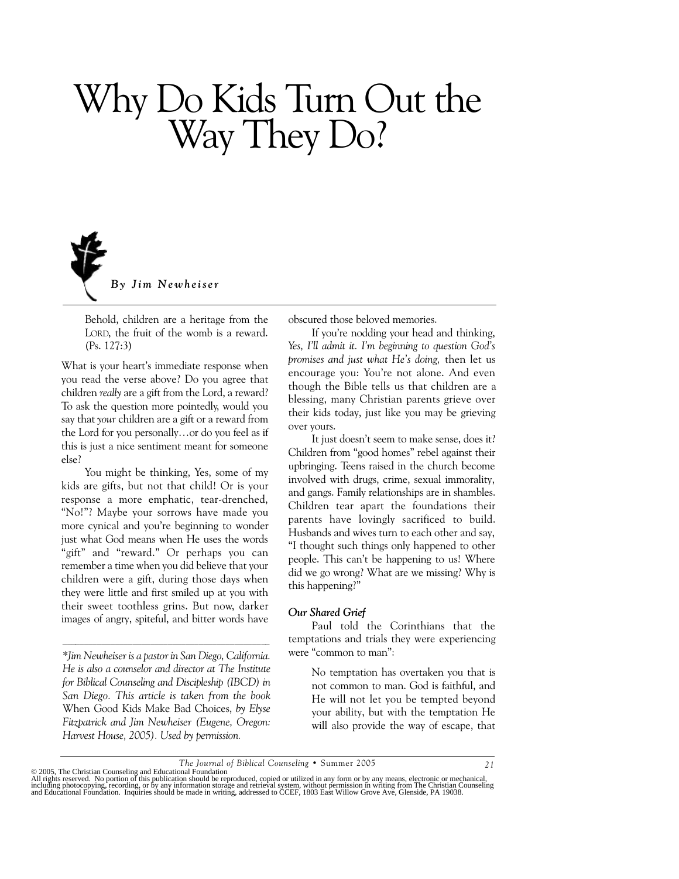# Why Do Kids Turn Out the Way They Do?

***By Jim Newheiser***

> Behold, children are a heritage from the LORD, the fruit of the womb is a reward. (Ps. 127:3)

What is your heart's immediate response when you read the verse above? Do you agree that children *really* are a gift from the Lord, a reward? To ask the question more pointedly, would you say that *your* children are a gift or a reward from the Lord for you personally…or do you feel as if this is just a nice sentiment meant for someone else?

You might be thinking, Yes, some of my kids are gifts, but not that child! Or is your response a more emphatic, tear-drenched, "No!"? Maybe your sorrows have made you more cynical and you're beginning to wonder just what God means when He uses the words "gift" and "reward." Or perhaps you can remember a time when you did believe that your children were a gift, during those days when they were little and first smiled up at you with their sweet toothless grins. But now, darker images of angry, spiteful, and bitter words have obscured those beloved memories.

If you're nodding your head and thinking, *Yes, I'll admit it. I'm beginning to question God's promises and just what He's doing,* then let us encourage you: You're not alone. And even though the Bible tells us that children are a blessing, many Christian parents grieve over their kids today, just like you may be grieving over yours.

It just doesn't seem to make sense, does it? Children from "good homes" rebel against their upbringing. Teens raised in the church become involved with drugs, crime, sexual immorality, and gangs. Family relationships are in shambles. Children tear apart the foundations their parents have lovingly sacrificed to build. Husbands and wives turn to each other and say, "I thought such things only happened to other people. This can't be happening to us! Where did we go wrong? What are we missing? Why is this happening?"

### *Our Shared Grief*

Paul told the Corinthians that the temptations and trials they were experiencing were "common to man":

> No temptation has overtaken you that is not common to man. God is faithful, and He will not let you be tempted beyond your ability, but with the temptation He will also provide the way of escape, that

---

*\*Jim Newheiser is a pastor in San Diego, California. He is also a counselor and director at The Institute for Biblical Counseling and Discipleship (IBCD) in San Diego. This article is taken from the book* When Good Kids Make Bad Choices, *by Elyse Fitzpatrick and Jim Newheiser (Eugene, Oregon: Harvest House, 2005). Used by permission.*

© 2005, The Christian Counseling and Educational Foundation
All rights reserved. No portion of this publication should be reproduced, copied or utilized in any form or by any means, electronic or mechanical, including photocopying, recording, or by any information storage and retrieval system, without permission in writing from The Christian Counseling and Educational Foundation. Inquiries should be made in writing, addressed to CCEF, 1803 East Willow Grove Ave, Glenside, PA 19038.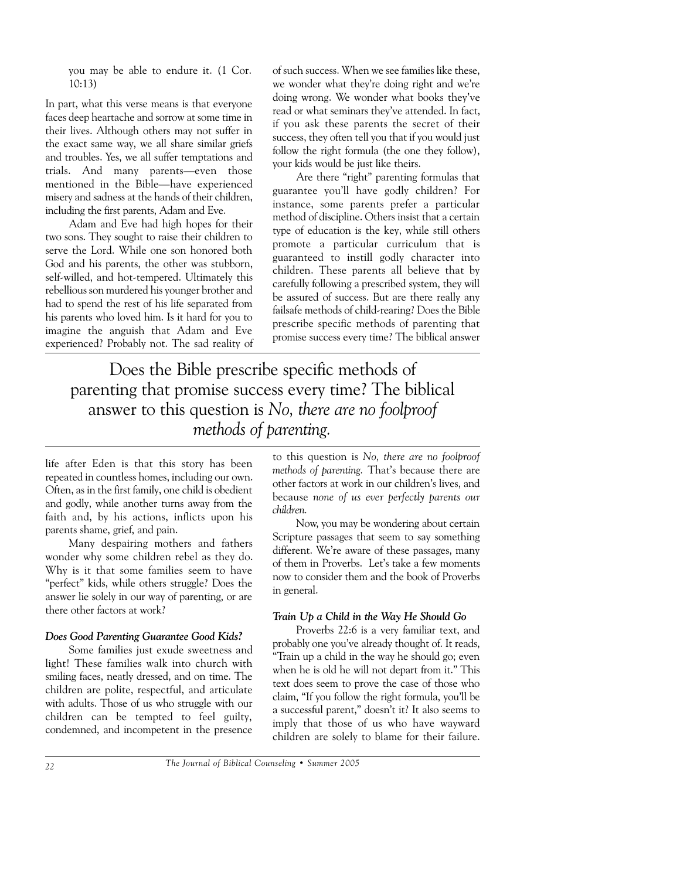you may be able to endure it. (1 Cor. 10:13)

In part, what this verse means is that everyone faces deep heartache and sorrow at some time in their lives. Although others may not suffer in the exact same way, we all share similar griefs and troubles. Yes, we all suffer temptations and trials. And many parents—even those mentioned in the Bible—have experienced misery and sadness at the hands of their children, including the first parents, Adam and Eve.

Adam and Eve had high hopes for their two sons. They sought to raise their children to serve the Lord. While one son honored both God and his parents, the other was stubborn, self-willed, and hot-tempered. Ultimately this rebellious son murdered his younger brother and had to spend the rest of his life separated from his parents who loved him. Is it hard for you to imagine the anguish that Adam and Eve experienced? Probably not. The sad reality of life after Eden is that this story has been repeated in countless homes, including our own. Often, as in the first family, one child is obedient and godly, while another turns away from the faith and, by his actions, inflicts upon his parents shame, grief, and pain.

Many despairing mothers and fathers wonder why some children rebel as they do. Why is it that some families seem to have "perfect" kids, while others struggle? Does the answer lie solely in our way of parenting, or are there other factors at work?

### *Does Good Parenting Guarantee Good Kids?*

Some families just exude sweetness and light! These families walk into church with smiling faces, neatly dressed, and on time. The children are polite, respectful, and articulate with adults. Those of us who struggle with our children can be tempted to feel guilty, condemned, and incompetent in the presence of such success. When we see families like these, we wonder what they're doing right and we're doing wrong. We wonder what books they've read or what seminars they've attended. In fact, if you ask these parents the secret of their success, they often tell you that if you would just follow the right formula (the one they follow), your kids would be just like theirs.

Are there "right" parenting formulas that guarantee you'll have godly children? For instance, some parents prefer a particular method of discipline. Others insist that a certain type of education is the key, while still others promote a particular curriculum that is guaranteed to instill godly character into children. These parents all believe that by carefully following a prescribed system, they will be assured of success. But are there really any failsafe methods of child-rearing? Does the Bible prescribe specific methods of parenting that promise success every time? The biblical answer to this question is *No, there are no foolproof methods of parenting.* That's because there are other factors at work in our children's lives, and because *none of us ever perfectly parents our children.*

> Does the Bible prescribe specific methods of parenting that promise success every time? The biblical answer to this question is *No, there are no foolproof methods of parenting.*

Now, you may be wondering about certain Scripture passages that seem to say something different. We're aware of these passages, many of them in Proverbs. Let's take a few moments now to consider them and the book of Proverbs in general.

### *Train Up a Child in the Way He Should Go*

Proverbs 22:6 is a very familiar text, and probably one you've already thought of. It reads, "Train up a child in the way he should go; even when he is old he will not depart from it." This text does seem to prove the case of those who claim, "If you follow the right formula, you'll be a successful parent," doesn't it? It also seems to imply that those of us who have wayward children are solely to blame for their failure.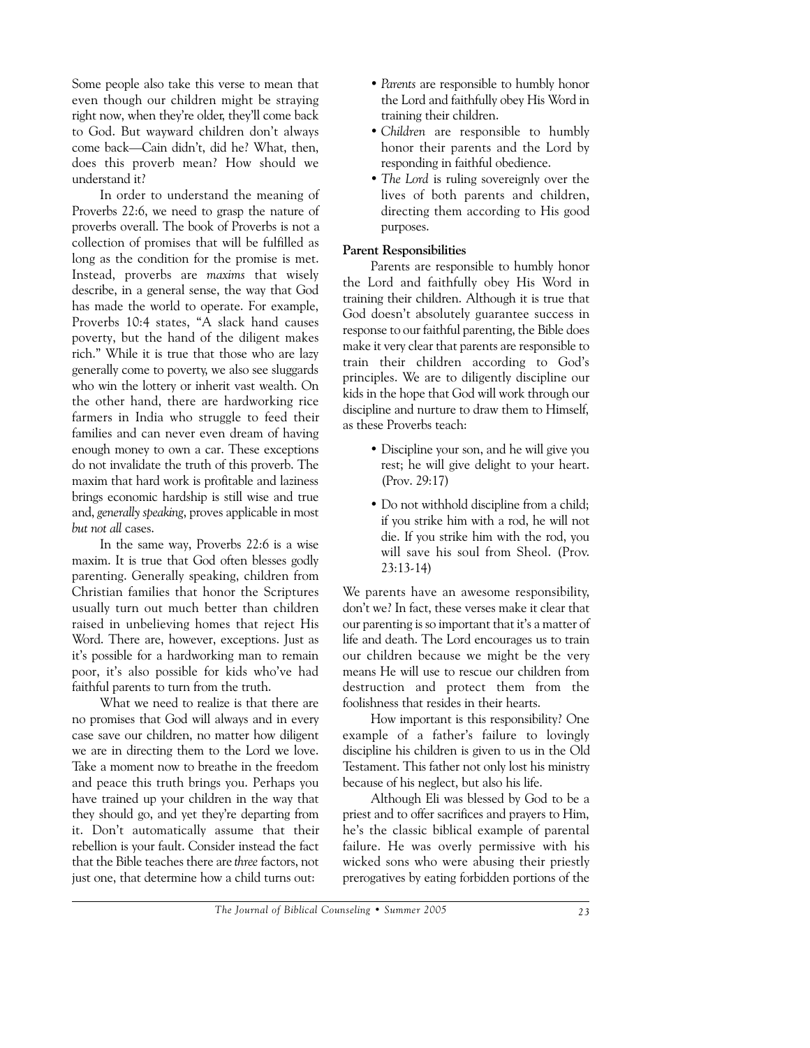Some people also take this verse to mean that even though our children might be straying right now, when they're older, they'll come back to God. But wayward children don't always come back—Cain didn't, did he? What, then, does this proverb mean? How should we understand it?

In order to understand the meaning of Proverbs 22:6, we need to grasp the nature of proverbs overall. The book of Proverbs is not a collection of promises that will be fulfilled as long as the condition for the promise is met. Instead, proverbs are *maxims* that wisely describe, in a general sense, the way that God has made the world to operate. For example, Proverbs 10:4 states, "A slack hand causes poverty, but the hand of the diligent makes rich." While it is true that those who are lazy generally come to poverty, we also see sluggards who win the lottery or inherit vast wealth. On the other hand, there are hardworking rice farmers in India who struggle to feed their families and can never even dream of having enough money to own a car. These exceptions do not invalidate the truth of this proverb. The maxim that hard work is profitable and laziness brings economic hardship is still wise and true and, *generally speaking*, proves applicable in most *but not all* cases.

In the same way, Proverbs 22:6 is a wise maxim. It is true that God often blesses godly parenting. Generally speaking, children from Christian families that honor the Scriptures usually turn out much better than children raised in unbelieving homes that reject His Word. There are, however, exceptions. Just as it's possible for a hardworking man to remain poor, it's also possible for kids who've had faithful parents to turn from the truth.

What we need to realize is that there are no promises that God will always and in every case save our children, no matter how diligent we are in directing them to the Lord we love. Take a moment now to breathe in the freedom and peace this truth brings you. Perhaps you have trained up your children in the way that they should go, and yet they're departing from it. Don't automatically assume that their rebellion is your fault. Consider instead the fact that the Bible teaches there are *three* factors, not just one, that determine how a child turns out:

- *Parents* are responsible to humbly honor the Lord and faithfully obey His Word in training their children.
- *Children* are responsible to humbly honor their parents and the Lord by responding in faithful obedience.
- *The Lord* is ruling sovereignly over the lives of both parents and children, directing them according to His good purposes.

**Parent Responsibilities**

Parents are responsible to humbly honor the Lord and faithfully obey His Word in training their children. Although it is true that God doesn't absolutely guarantee success in response to our faithful parenting, the Bible does make it very clear that parents are responsible to train their children according to God's principles. We are to diligently discipline our kids in the hope that God will work through our discipline and nurture to draw them to Himself, as these Proverbs teach:

- Discipline your son, and he will give you rest; he will give delight to your heart. (Prov. 29:17)
- Do not withhold discipline from a child; if you strike him with a rod, he will not die. If you strike him with the rod, you will save his soul from Sheol. (Prov. 23:13-14)

We parents have an awesome responsibility, don't we? In fact, these verses make it clear that our parenting is so important that it's a matter of life and death. The Lord encourages us to train our children because we might be the very means He will use to rescue our children from destruction and protect them from the foolishness that resides in their hearts.

How important is this responsibility? One example of a father's failure to lovingly discipline his children is given to us in the Old Testament. This father not only lost his ministry because of his neglect, but also his life.

Although Eli was blessed by God to be a priest and to offer sacrifices and prayers to Him, he's the classic biblical example of parental failure. He was overly permissive with his wicked sons who were abusing their priestly prerogatives by eating forbidden portions of the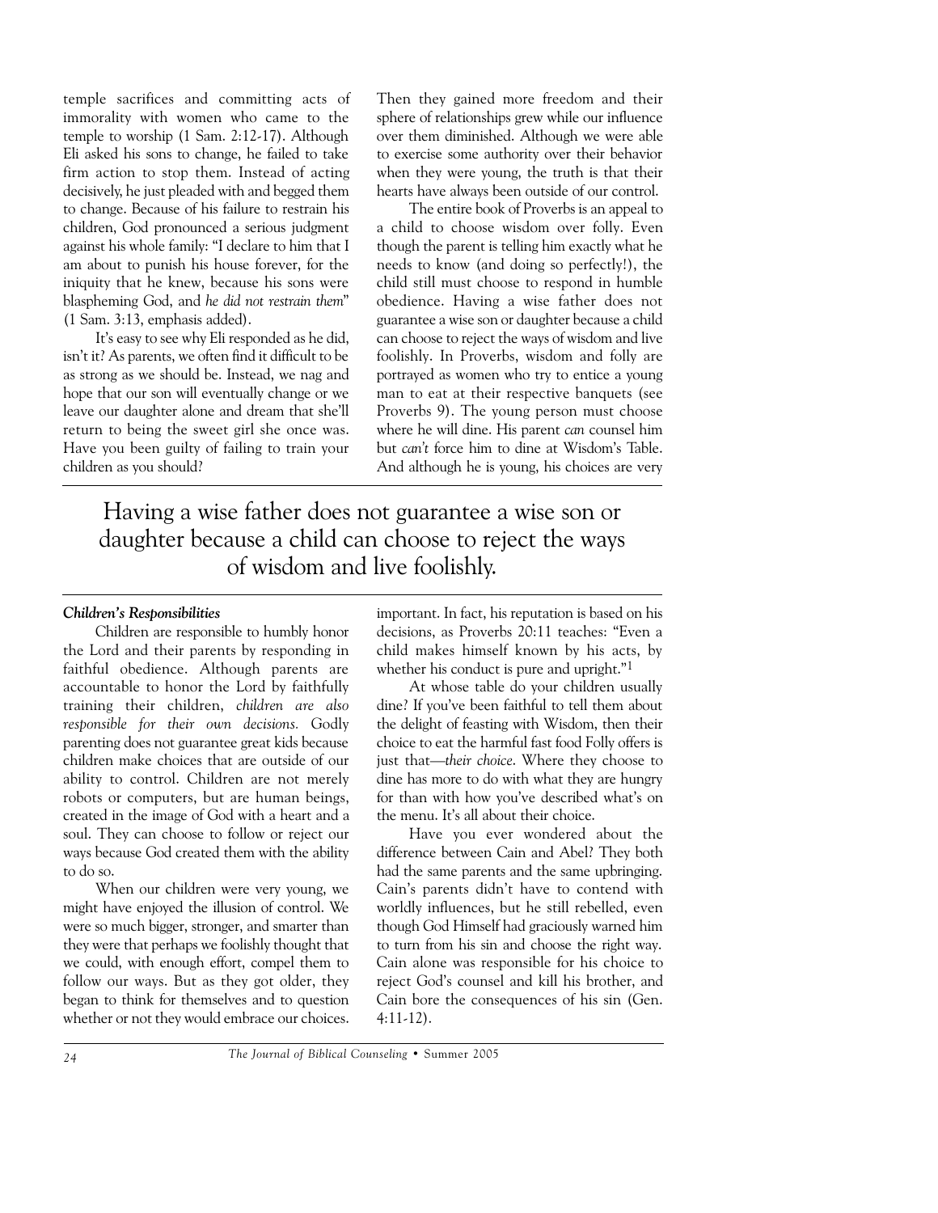temple sacrifices and committing acts of immorality with women who came to the temple to worship (1 Sam. 2:12-17). Although Eli asked his sons to change, he failed to take firm action to stop them. Instead of acting decisively, he just pleaded with and begged them to change. Because of his failure to restrain his children, God pronounced a serious judgment against his whole family: "I declare to him that I am about to punish his house forever, for the iniquity that he knew, because his sons were blaspheming God, and *he did not restrain them*" (1 Sam. 3:13, emphasis added).

It's easy to see why Eli responded as he did, isn't it? As parents, we often find it difficult to be as strong as we should be. Instead, we nag and hope that our son will eventually change or we leave our daughter alone and dream that she'll return to being the sweet girl she once was. Have you been guilty of failing to train your children as you should?

### *Children's Responsibilities*

Children are responsible to humbly honor the Lord and their parents by responding in faithful obedience. Although parents are accountable to honor the Lord by faithfully training their children, *children are also responsible for their own decisions.* Godly parenting does not guarantee great kids because children make choices that are outside of our ability to control. Children are not merely robots or computers, but are human beings, created in the image of God with a heart and a soul. They can choose to follow or reject our ways because God created them with the ability to do so.

When our children were very young, we might have enjoyed the illusion of control. We were so much bigger, stronger, and smarter than they were that perhaps we foolishly thought that we could, with enough effort, compel them to follow our ways. But as they got older, they began to think for themselves and to question whether or not they would embrace our choices. Then they gained more freedom and their sphere of relationships grew while our influence over them diminished. Although we were able to exercise some authority over their behavior when they were young, the truth is that their hearts have always been outside of our control.

The entire book of Proverbs is an appeal to a child to choose wisdom over folly. Even though the parent is telling him exactly what he needs to know (and doing so perfectly!), the child still must choose to respond in humble obedience. Having a wise father does not guarantee a wise son or daughter because a child can choose to reject the ways of wisdom and live foolishly. In Proverbs, wisdom and folly are portrayed as women who try to entice a young man to eat at their respective banquets (see Proverbs 9). The young person must choose where he will dine. His parent *can* counsel him but *can't* force him to dine at Wisdom's Table. And although he is young, his choices are very important. In fact, his reputation is based on his decisions, as Proverbs 20:11 teaches: "Even a child makes himself known by his acts, by whether his conduct is pure and upright."[1]

> Having a wise father does not guarantee a wise son or daughter because a child can choose to reject the ways of wisdom and live foolishly.

At whose table do your children usually dine? If you've been faithful to tell them about the delight of feasting with Wisdom, then their choice to eat the harmful fast food Folly offers is just that—*their choice*. Where they choose to dine has more to do with what they are hungry for than with how you've described what's on the menu. It's all about their choice.

Have you ever wondered about the difference between Cain and Abel? They both had the same parents and the same upbringing. Cain's parents didn't have to contend with worldly influences, but he still rebelled, even though God Himself had graciously warned him to turn from his sin and choose the right way. Cain alone was responsible for his choice to reject God's counsel and kill his brother, and Cain bore the consequences of his sin (Gen. 4:11-12).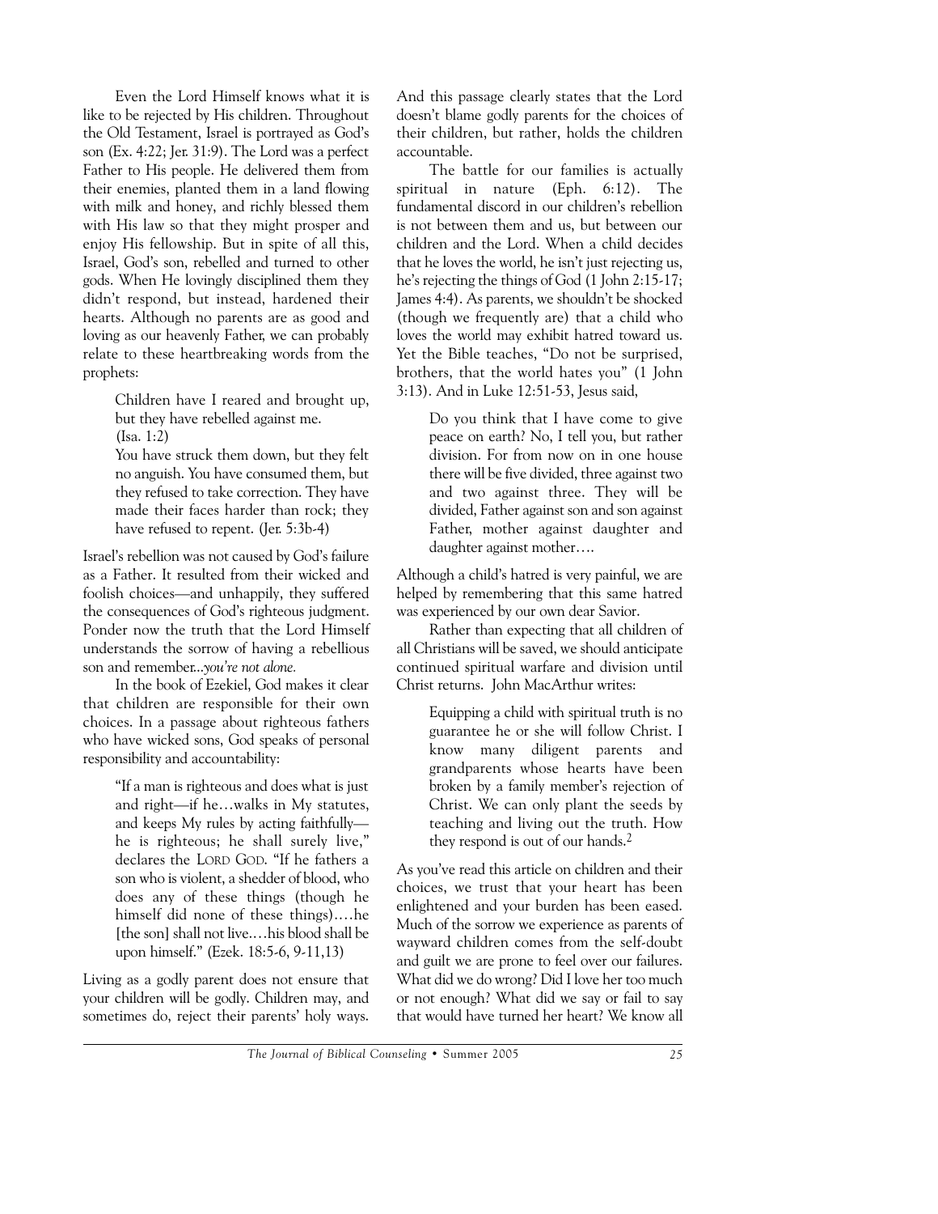Even the Lord Himself knows what it is like to be rejected by His children. Throughout the Old Testament, Israel is portrayed as God's son (Ex. 4:22; Jer. 31:9). The Lord was a perfect Father to His people. He delivered them from their enemies, planted them in a land flowing with milk and honey, and richly blessed them with His law so that they might prosper and enjoy His fellowship. But in spite of all this, Israel, God's son, rebelled and turned to other gods. When He lovingly disciplined them they didn't respond, but instead, hardened their hearts. Although no parents are as good and loving as our heavenly Father, we can probably relate to these heartbreaking words from the prophets:

> Children have I reared and brought up, but they have rebelled against me. (Isa. 1:2)
>
> You have struck them down, but they felt no anguish. You have consumed them, but they refused to take correction. They have made their faces harder than rock; they have refused to repent. (Jer. 5:3b-4)

Israel's rebellion was not caused by God's failure as a Father. It resulted from their wicked and foolish choices—and unhappily, they suffered the consequences of God's righteous judgment. Ponder now the truth that the Lord Himself understands the sorrow of having a rebellious son and remember...*you're not alone.*

In the book of Ezekiel, God makes it clear that children are responsible for their own choices. In a passage about righteous fathers who have wicked sons, God speaks of personal responsibility and accountability:

> "If a man is righteous and does what is just and right—if he…walks in My statutes, and keeps My rules by acting faithfully—he is righteous; he shall surely live," declares the LORD GOD. "If he fathers a son who is violent, a shedder of blood, who does any of these things (though he himself did none of these things)….he [the son] shall not live.…his blood shall be upon himself." (Ezek. 18:5-6, 9-11,13)

Living as a godly parent does not ensure that your children will be godly. Children may, and sometimes do, reject their parents' holy ways. And this passage clearly states that the Lord doesn't blame godly parents for the choices of their children, but rather, holds the children accountable.

The battle for our families is actually spiritual in nature (Eph. 6:12). The fundamental discord in our children's rebellion is not between them and us, but between our children and the Lord. When a child decides that he loves the world, he isn't just rejecting us, he's rejecting the things of God (1 John 2:15-17; James 4:4). As parents, we shouldn't be shocked (though we frequently are) that a child who loves the world may exhibit hatred toward us. Yet the Bible teaches, "Do not be surprised, brothers, that the world hates you" (1 John 3:13). And in Luke 12:51-53, Jesus said,

> Do you think that I have come to give peace on earth? No, I tell you, but rather division. For from now on in one house there will be five divided, three against two and two against three. They will be divided, Father against son and son against Father, mother against daughter and daughter against mother….

Although a child's hatred is very painful, we are helped by remembering that this same hatred was experienced by our own dear Savior.

Rather than expecting that all children of all Christians will be saved, we should anticipate continued spiritual warfare and division until Christ returns. John MacArthur writes:

> Equipping a child with spiritual truth is no guarantee he or she will follow Christ. I know many diligent parents and grandparents whose hearts have been broken by a family member's rejection of Christ. We can only plant the seeds by teaching and living out the truth. How they respond is out of our hands.[2]

As you've read this article on children and their choices, we trust that your heart has been enlightened and your burden has been eased. Much of the sorrow we experience as parents of wayward children comes from the self-doubt and guilt we are prone to feel over our failures. What did we do wrong? Did I love her too much or not enough? What did we say or fail to say that would have turned her heart? We know all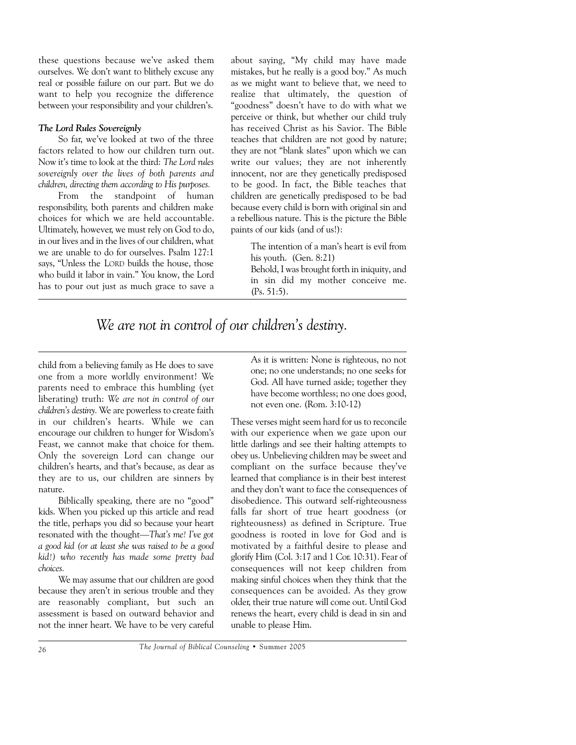these questions because we've asked them ourselves. We don't want to blithely excuse any real or possible failure on our part. But we do want to help you recognize the difference between your responsibility and your children's.

***The Lord Rules Sovereignly***

So far, we've looked at two of the three factors related to how our children turn out. Now it's time to look at the third: *The Lord rules sovereignly over the lives of both parents and children, directing them according to His purposes.*

From the standpoint of human responsibility, both parents and children make choices for which we are held accountable. Ultimately, however, we must rely on God to do, in our lives and in the lives of our children, what we are unable to do for ourselves. Psalm 127:1 says, "Unless the LORD builds the house, those who build it labor in vain." You know, the Lord has to pour out just as much grace to save a child from a believing family as He does to save one from a more worldly environment! We parents need to embrace this humbling (yet liberating) truth: *We are not in control of our children's destiny.* We are powerless to create faith in our children's hearts. While we can encourage our children to hunger for Wisdom's Feast, we cannot make that choice for them. Only the sovereign Lord can change our children's hearts, and that's because, as dear as they are to us, our children are sinners by nature.

> *We are not in control of our children's destiny.*

Biblically speaking, there are no "good" kids. When you picked up this article and read the title, perhaps you did so because your heart resonated with the thought—*That's me! I've got a good kid (or at least she was raised to be a good kid!) who recently has made some pretty bad choices.*

We may assume that our children are good because they aren't in serious trouble and they are reasonably compliant, but such an assessment is based on outward behavior and not the inner heart. We have to be very careful about saying, "My child may have made mistakes, but he really is a good boy." As much as we might want to believe that, we need to realize that ultimately, the question of "goodness" doesn't have to do with what we perceive or think, but whether our child truly has received Christ as his Savior. The Bible teaches that children are not good by nature; they are not "blank slates" upon which we can write our values; they are not inherently innocent, nor are they genetically predisposed to be good. In fact, the Bible teaches that children are genetically predisposed to be bad because every child is born with original sin and a rebellious nature. This is the picture the Bible paints of our kids (and of us!):

> The intention of a man's heart is evil from his youth. (Gen. 8:21)
>
> Behold, I was brought forth in iniquity, and in sin did my mother conceive me. (Ps. 51:5).
>
> As it is written: None is righteous, no not one; no one understands; no one seeks for God. All have turned aside; together they have become worthless; no one does good, not even one. (Rom. 3:10-12)

These verses might seem hard for us to reconcile with our experience when we gaze upon our little darlings and see their halting attempts to obey us. Unbelieving children may be sweet and compliant on the surface because they've learned that compliance is in their best interest and they don't want to face the consequences of disobedience. This outward self-righteousness falls far short of true heart goodness (or righteousness) as defined in Scripture. True goodness is rooted in love for God and is motivated by a faithful desire to please and glorify Him (Col. 3:17 and 1 Cor. 10:31). Fear of consequences will not keep children from making sinful choices when they think that the consequences can be avoided. As they grow older, their true nature will come out. Until God renews the heart, every child is dead in sin and unable to please Him.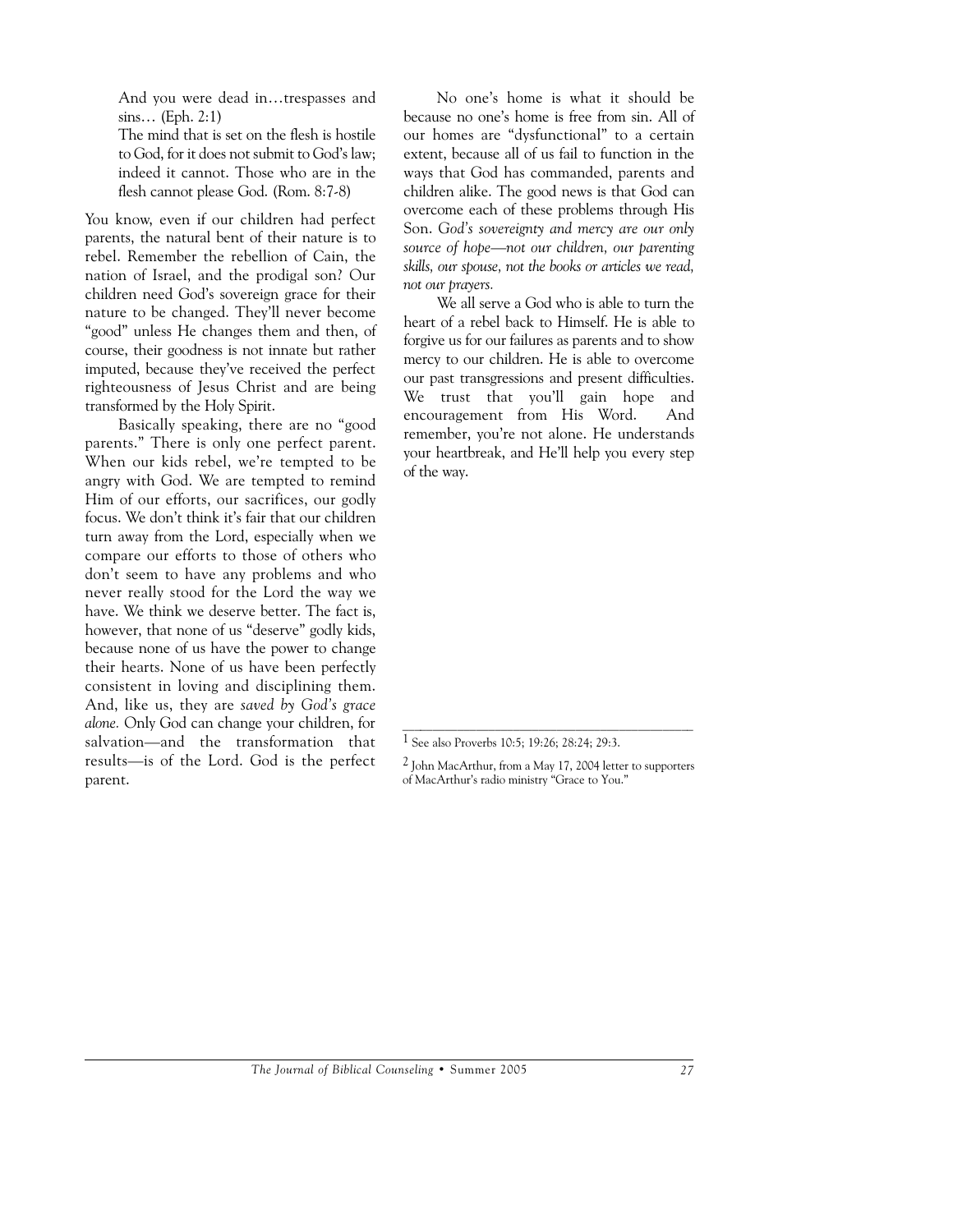> And you were dead in…trespasses and sins… (Eph. 2:1)
>
> The mind that is set on the flesh is hostile to God, for it does not submit to God's law; indeed it cannot. Those who are in the flesh cannot please God. (Rom. 8:7-8)

You know, even if our children had perfect parents, the natural bent of their nature is to rebel. Remember the rebellion of Cain, the nation of Israel, and the prodigal son? Our children need God's sovereign grace for their nature to be changed. They'll never become "good" unless He changes them and then, of course, their goodness is not innate but rather imputed, because they've received the perfect righteousness of Jesus Christ and are being transformed by the Holy Spirit.

Basically speaking, there are no "good parents." There is only one perfect parent. When our kids rebel, we're tempted to be angry with God. We are tempted to remind Him of our efforts, our sacrifices, our godly focus. We don't think it's fair that our children turn away from the Lord, especially when we compare our efforts to those of others who don't seem to have any problems and who never really stood for the Lord the way we have. We think we deserve better. The fact is, however, that none of us "deserve" godly kids, because none of us have the power to change their hearts. None of us have been perfectly consistent in loving and disciplining them. And, like us, they are *saved by God's grace alone.* Only God can change your children, for salvation—and the transformation that results—is of the Lord. God is the perfect parent.

No one's home is what it should be because no one's home is free from sin. All of our homes are "dysfunctional" to a certain extent, because all of us fail to function in the ways that God has commanded, parents and children alike. The good news is that God can overcome each of these problems through His Son. *God's sovereignty and mercy are our only source of hope—not our children, our parenting skills, our spouse, not the books or articles we read, not our prayers.*

We all serve a God who is able to turn the heart of a rebel back to Himself. He is able to forgive us for our failures as parents and to show mercy to our children. He is able to overcome our past transgressions and present difficulties. We trust that you'll gain hope and encouragement from His Word. And remember, you're not alone. He understands your heartbreak, and He'll help you every step of the way.

---

[1] See also Proverbs 10:5; 19:26; 28:24; 29:3.

[2] John MacArthur, from a May 17, 2004 letter to supporters of MacArthur's radio ministry "Grace to You."